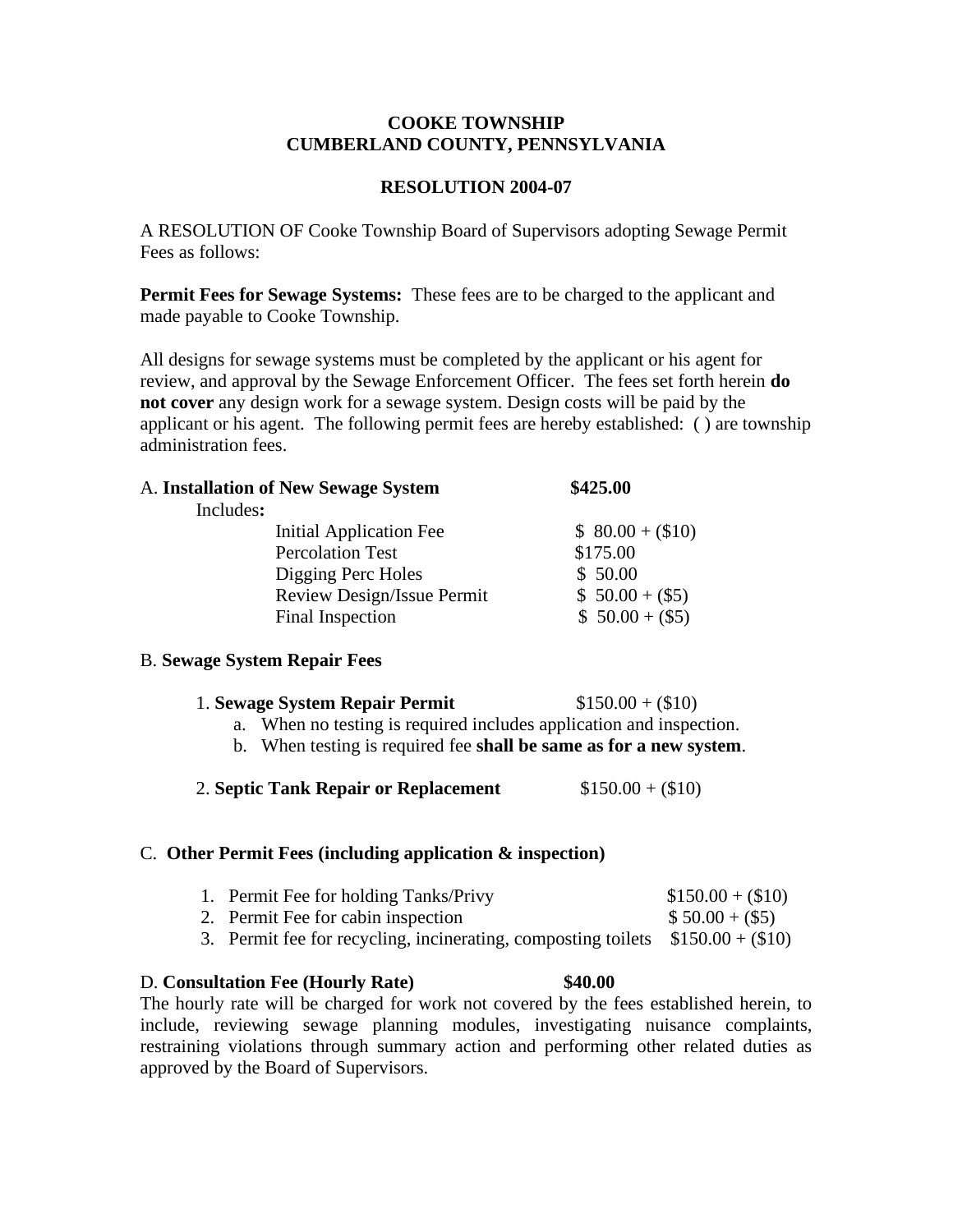**COOKE TOWNSHIP**
**CUMBERLAND COUNTY, PENNSYLVANIA**

**RESOLUTION 2004-07**

A RESOLUTION OF Cooke Township Board of Supervisors adopting Sewage Permit Fees as follows:

**Permit Fees for Sewage Systems:** These fees are to be charged to the applicant and made payable to Cooke Township.

All designs for sewage systems must be completed by the applicant or his agent for review, and approval by the Sewage Enforcement Officer. The fees set forth herein **do not cover** any design work for a sewage system. Design costs will be paid by the applicant or his agent. The following permit fees are hereby established: ( ) are township administration fees.

A. **Installation of New Sewage System** **$425.00**

Includes**:**

| | |
|---|---|
| Initial Application Fee | $ 80.00 + ($10) |
| Percolation Test | $175.00 |
| Digging Perc Holes | $ 50.00 |
| Review Design/Issue Permit | $ 50.00 + ($5) |
| Final Inspection | $ 50.00 + ($5) |

B. **Sewage System Repair Fees**

1. **Sewage System Repair Permit** $150.00 + ($10)
   a. When no testing is required includes application and inspection.
   b. When testing is required fee **shall be same as for a new system**.

2. **Septic Tank Repair or Replacement** $150.00 + ($10)

C. **Other Permit Fees (including application & inspection)**

1. Permit Fee for holding Tanks/Privy $150.00 + ($10)
2. Permit Fee for cabin inspection $ 50.00 + ($5)
3. Permit fee for recycling, incinerating, composting toilets $150.00 + ($10)

D. **Consultation Fee (Hourly Rate)** **$40.00**

The hourly rate will be charged for work not covered by the fees established herein, to include, reviewing sewage planning modules, investigating nuisance complaints, restraining violations through summary action and performing other related duties as approved by the Board of Supervisors.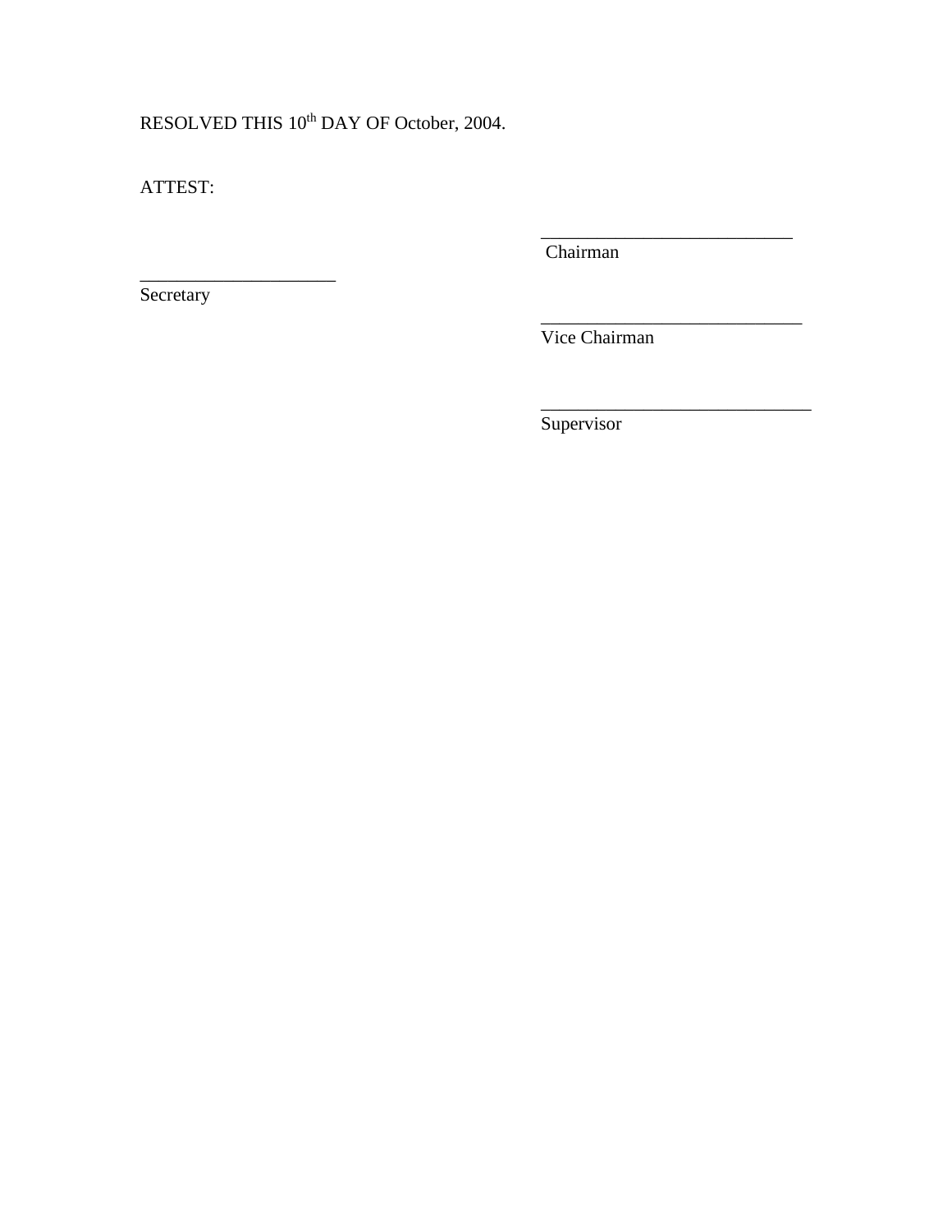RESOLVED THIS 10th DAY OF October, 2004.

ATTEST:

___________________________
Chairman

_____________________
Secretary

____________________________
Vice Chairman

_____________________________
Supervisor